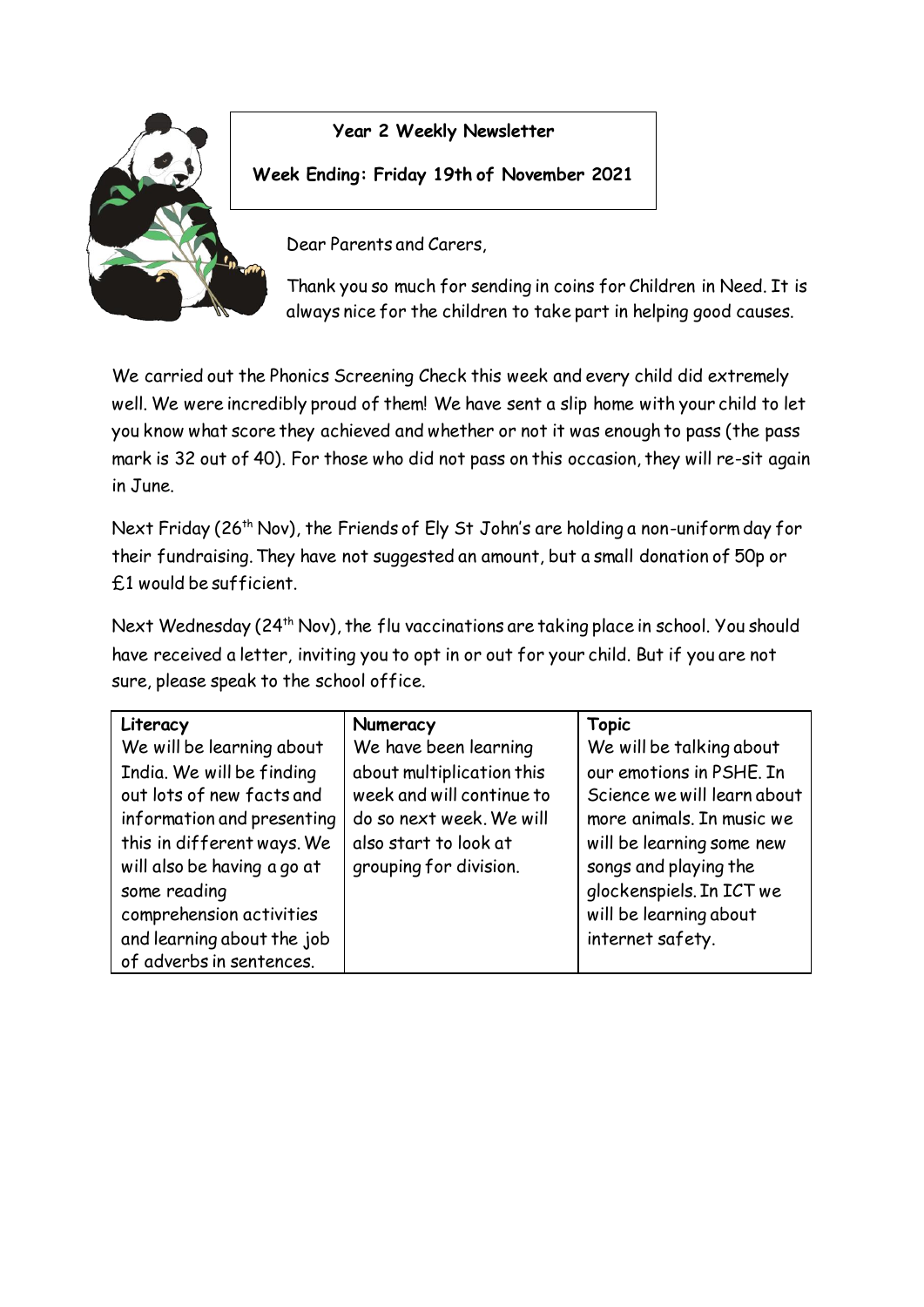**Year 2 Weekly Newsletter**

**Week Ending: Friday 19th of November 2021**

Dear Parents and Carers,

Thank you so much for sending in coins for Children in Need. It is always nice for the children to take part in helping good causes.

We carried out the Phonics Screening Check this week and every child did extremely well. We were incredibly proud of them! We have sent a slip home with your child to let you know what score they achieved and whether or not it was enough to pass (the pass mark is 32 out of 40). For those who did not pass on this occasion, they will re-sit again in June.

Next Friday (26th Nov), the Friends of Ely St John's are holding a non-uniform day for their fundraising. They have not suggested an amount, but a small donation of 50p or £1 would be sufficient.

Next Wednesday (24th Nov), the flu vaccinations are taking place in school. You should have received a letter, inviting you to opt in or out for your child. But if you are not sure, please speak to the school office.

| Literacy | Numeracy | Topic |
|---|---|---|
| We will be learning about India. We will be finding out lots of new facts and information and presenting this in different ways. We will also be having a go at some reading comprehension activities and learning about the job of adverbs in sentences. | We have been learning about multiplication this week and will continue to do so next week. We will also start to look at grouping for division. | We will be talking about our emotions in PSHE. In Science we will learn about more animals. In music we will be learning some new songs and playing the glockenspiels. In ICT we will be learning about internet safety. |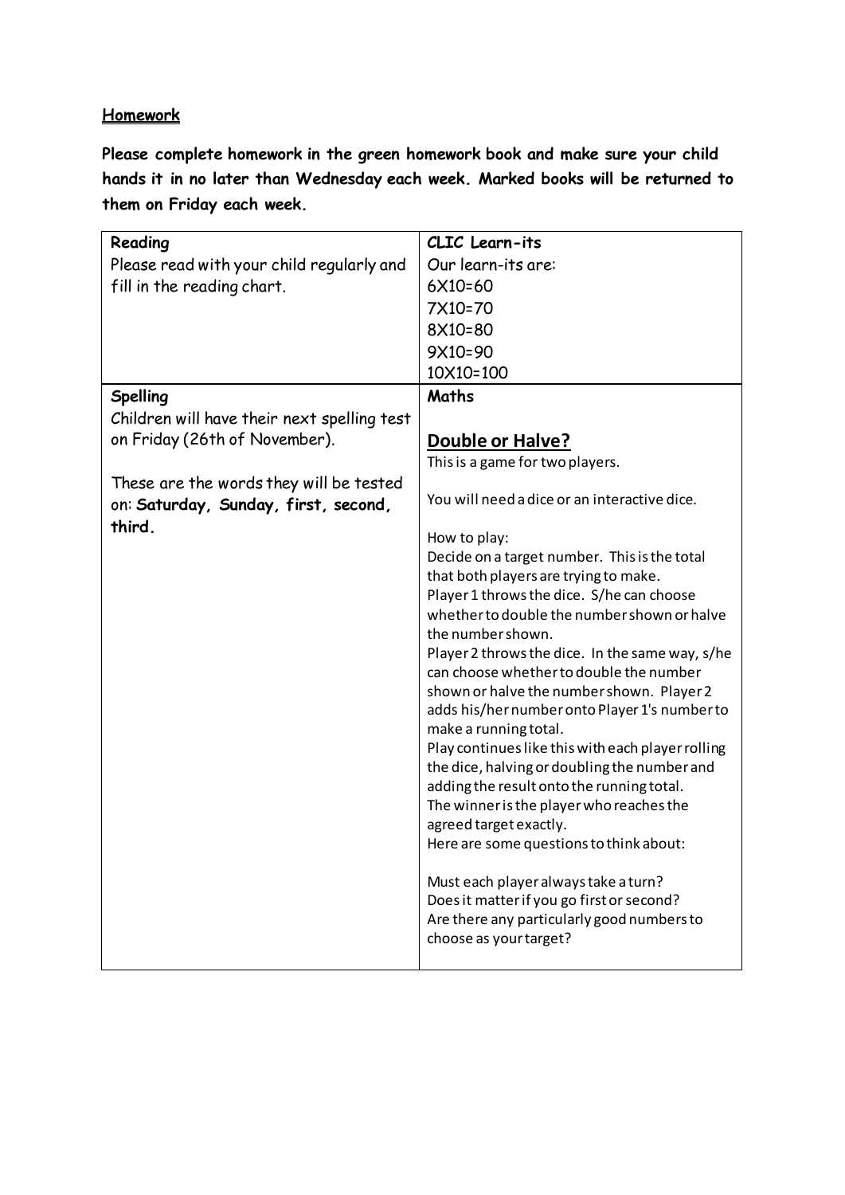**<u>Homework</u>**

**Please complete homework in the green homework book and make sure your child hands it in no later than Wednesday each week. Marked books will be returned to them on Friday each week.**

| **Reading**<br>Please read with your child regularly and fill in the reading chart. | **CLIC Learn-its**<br>Our learn-its are:<br>6X10=60<br>7X10=70<br>8X10=80<br>9X10=90<br>10X10=100 |
| --- | --- |
| **Spelling**<br>Children will have their next spelling test on Friday (26th of November).<br><br>These are the words they will be tested on: **Saturday, Sunday, first, second, third.** | **Maths**<br><br>**<u>Double or Halve?</u>**<br>This is a game for two players.<br><br>You will need a dice or an interactive dice.<br><br>How to play:<br>Decide on a target number. This is the total that both players are trying to make.<br>Player 1 throws the dice. S/he can choose whether to double the number shown or halve the number shown.<br>Player 2 throws the dice. In the same way, s/he can choose whether to double the number shown or halve the number shown. Player 2 adds his/her number onto Player 1's number to make a running total.<br>Play continues like this with each player rolling the dice, halving or doubling the number and adding the result onto the running total.<br>The winner is the player who reaches the agreed target exactly.<br>Here are some questions to think about:<br><br>Must each player always take a turn?<br>Does it matter if you go first or second?<br>Are there any particularly good numbers to choose as your target? |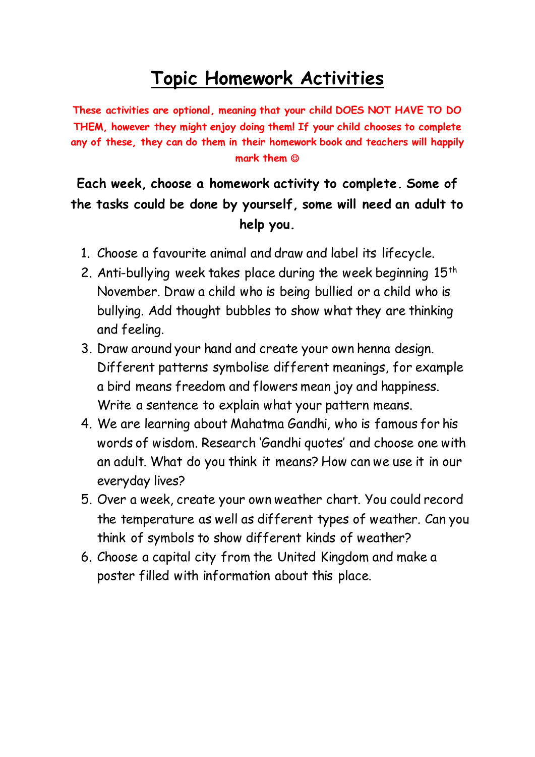# Topic Homework Activities

**These activities are optional, meaning that your child DOES NOT HAVE TO DO THEM, however they might enjoy doing them! If your child chooses to complete any of these, they can do them in their homework book and teachers will happily mark them ☺**

**Each week, choose a homework activity to complete. Some of the tasks could be done by yourself, some will need an adult to help you.**

1. Choose a favourite animal and draw and label its lifecycle.
2. Anti-bullying week takes place during the week beginning 15th November. Draw a child who is being bullied or a child who is bullying. Add thought bubbles to show what they are thinking and feeling.
3. Draw around your hand and create your own henna design. Different patterns symbolise different meanings, for example a bird means freedom and flowers mean joy and happiness. Write a sentence to explain what your pattern means.
4. We are learning about Mahatma Gandhi, who is famous for his words of wisdom. Research 'Gandhi quotes' and choose one with an adult. What do you think it means? How can we use it in our everyday lives?
5. Over a week, create your own weather chart. You could record the temperature as well as different types of weather. Can you think of symbols to show different kinds of weather?
6. Choose a capital city from the United Kingdom and make a poster filled with information about this place.